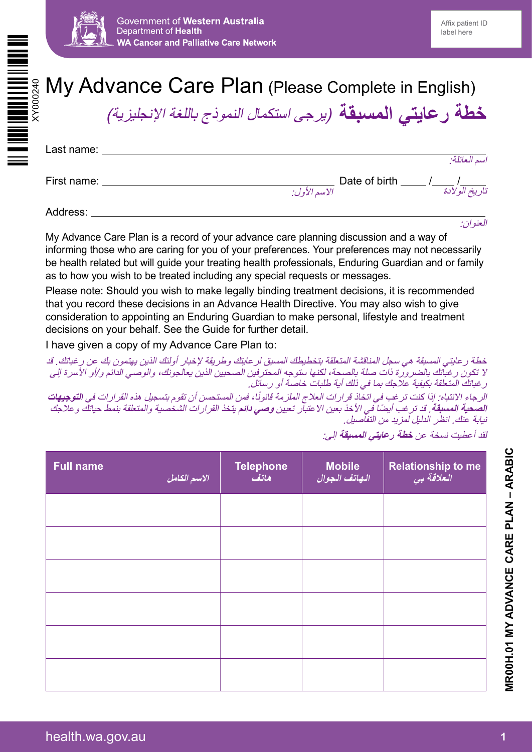Government of **Western Australia**
Department of **Health**
**WA Cancer and Palliative Care Network**

Affix patient ID label here

XY000240

# My Advance Care Plan (Please Complete in English)

# خطة رعايتي المسبقة *(يرجى استكمال النموذج باللغة الإنجليزية)*

Last name: ______________________________________________
*اسم العائلة:*

First name: ______________________________ *الاسم الأول:* Date of birth ____ /____ /____ *تاريخ الولادة*

Address: ______________________________________________
*العنوان:*

My Advance Care Plan is a record of your advance care planning discussion and a way of informing those who are caring for you of your preferences. Your preferences may not necessarily be health related but will guide your treating health professionals, Enduring Guardian and or family as to how you wish to be treated including any special requests or messages.

Please note: Should you wish to make legally binding treatment decisions, it is recommended that you record these decisions in an Advance Health Directive. You may also wish to give consideration to appointing an Enduring Guardian to make personal, lifestyle and treatment decisions on your behalf. See the Guide for further detail.

I have given a copy of my Advance Care Plan to:

*خطة رعايتي المسبقة هي سجل المناقشة المتعلقة بتخطيطك المسبق لرعايتك وطريقة لإخبار أولئك الذين يهتمون بك عن رغباتك. قد لا تكون رغباتك بالضرورة ذات صلة بالصحة، لكنها ستوجه المحترفين الصحيين الذين يعالجونك، والوصي الدائم و/أو الأسرة إلى رغباتك المتعلقة بكيفية علاجك بما في ذلك أية طلبات خاصة أو رسائل.*

*الرجاء الانتباه: إذا كنت ترغب في اتخاذ قرارات العلاج الملزمة قانونًا، فمن المستحسن أن تقوم بتسجيل هذه القرارات في **التوجيهات الصحية المسبقة**. قد ترغب أيضًا في الأخذ بعين الاعتبار تعيين **وصي دائم** يتخذ القرارات الشخصية والمتعلقة بنمط حياتك وعلاجك نيابة عنك. انظر الدليل لمزيد من التفاصيل.*

*لقد أعطيت نسخة عن **خطة رعايتي المسبقة** إلى:*

| Full name الاسم الكامل | Telephone هاتف | Mobile الهاتف الجوال | Relationship to me العلاقة بي |
|---|---|---|---|
| | | | |
| | | | |
| | | | |
| | | | |
| | | | |
| | | | |

MR00H.01 MY ADVANCE CARE PLAN – ARABIC

health.wa.gov.au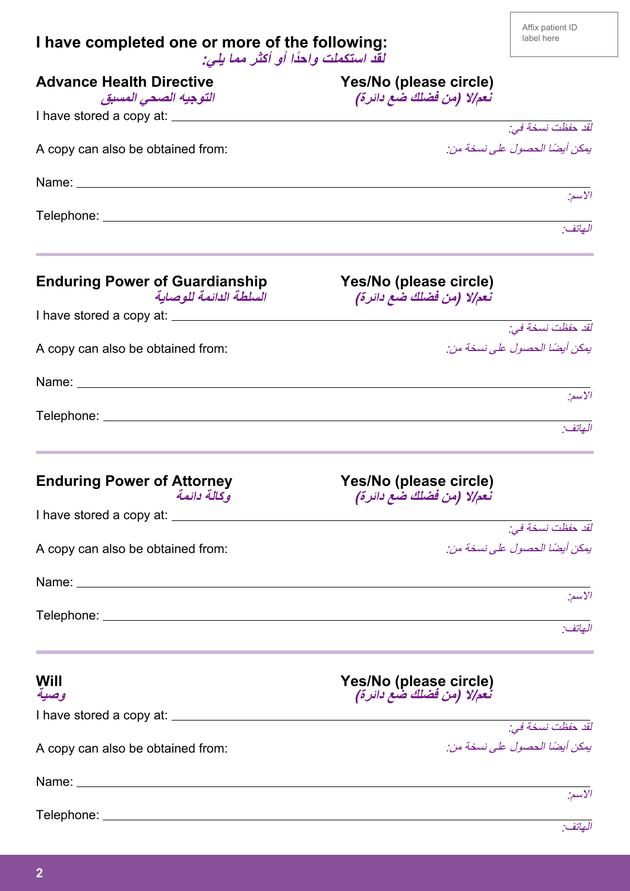Affix patient ID label here

## I have completed one or more of the following:
### لقد استكملت واحدًا أو أكثر مما يلي:

### Advance Health Directive
*التوجيه الصحي المسبق*

**Yes/No (please circle)**
*نعم/لا (من فضلك ضع دائرة)*

I have stored a copy at: ______________________________

*لقد حفظت نسخة في:*

A copy can also be obtained from: *يمكن أيضًا الحصول على نسخة من:*

Name: ______________________________

*الاسم:*

Telephone: ______________________________

*الهاتف:*

---

### Enduring Power of Guardianship
*السلطة الدائمة للوصاية*

**Yes/No (please circle)**
*نعم/لا (من فضلك ضع دائرة)*

I have stored a copy at: ______________________________

*لقد حفظت نسخة في:*

A copy can also be obtained from: *يمكن أيضًا الحصول على نسخة من:*

Name: ______________________________

*الاسم:*

Telephone: ______________________________

*الهاتف:*

---

### Enduring Power of Attorney
*وكالة دائمة*

**Yes/No (please circle)**
*نعم/لا (من فضلك ضع دائرة)*

I have stored a copy at: ______________________________

*لقد حفظت نسخة في:*

A copy can also be obtained from: *يمكن أيضًا الحصول على نسخة من:*

Name: ______________________________

*الاسم:*

Telephone: ______________________________

*الهاتف:*

---

### Will
*وصية*

**Yes/No (please circle)**
*نعم/لا (من فضلك ضع دائرة)*

I have stored a copy at: ______________________________

*لقد حفظت نسخة في:*

A copy can also be obtained from: *يمكن أيضًا الحصول على نسخة من:*

Name: ______________________________

*الاسم:*

Telephone: ______________________________

*الهاتف:*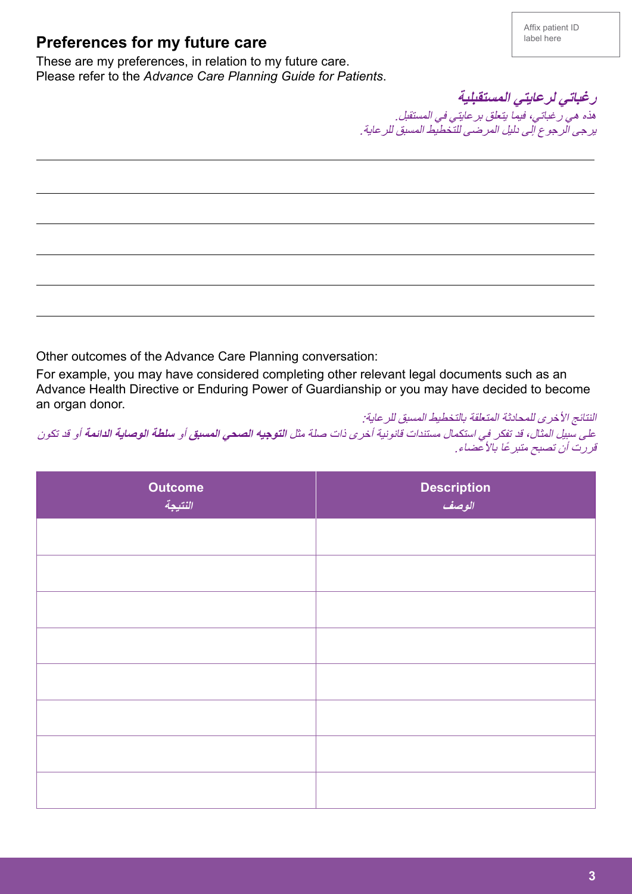Affix patient ID label here

## Preferences for my future care

These are my preferences, in relation to my future care.
Please refer to the *Advance Care Planning Guide for Patients*.

## *رغباتي لرعايتي المستقبلية*

*هذه هي رغباتي، فيما يتعلق برعايتي في المستقبل.*
*يرجى الرجوع إلى دليل المرضى للتخطيط المسبق للرعاية.*

Other outcomes of the Advance Care Planning conversation:

For example, you may have considered completing other relevant legal documents such as an Advance Health Directive or Enduring Power of Guardianship or you may have decided to become an organ donor.

*النتائج الأخرى للمحادثة المتعلقة بالتخطيط المسبق للرعاية:*

*على سبيل المثال، قد تفكر في استكمال مستندات قانونية أخرى ذات صلة مثل **التوجيه الصحي المسبق** أو **سلطة الوصاية الدائمة** أو قد تكون قررت أن تصبح متبرعًا بالأعضاء.*

| **Outcome**<br>*النتيجة* | **Description**<br>*الوصف* |
|---|---|
| | |
| | |
| | |
| | |
| | |
| | |
| | |
| | |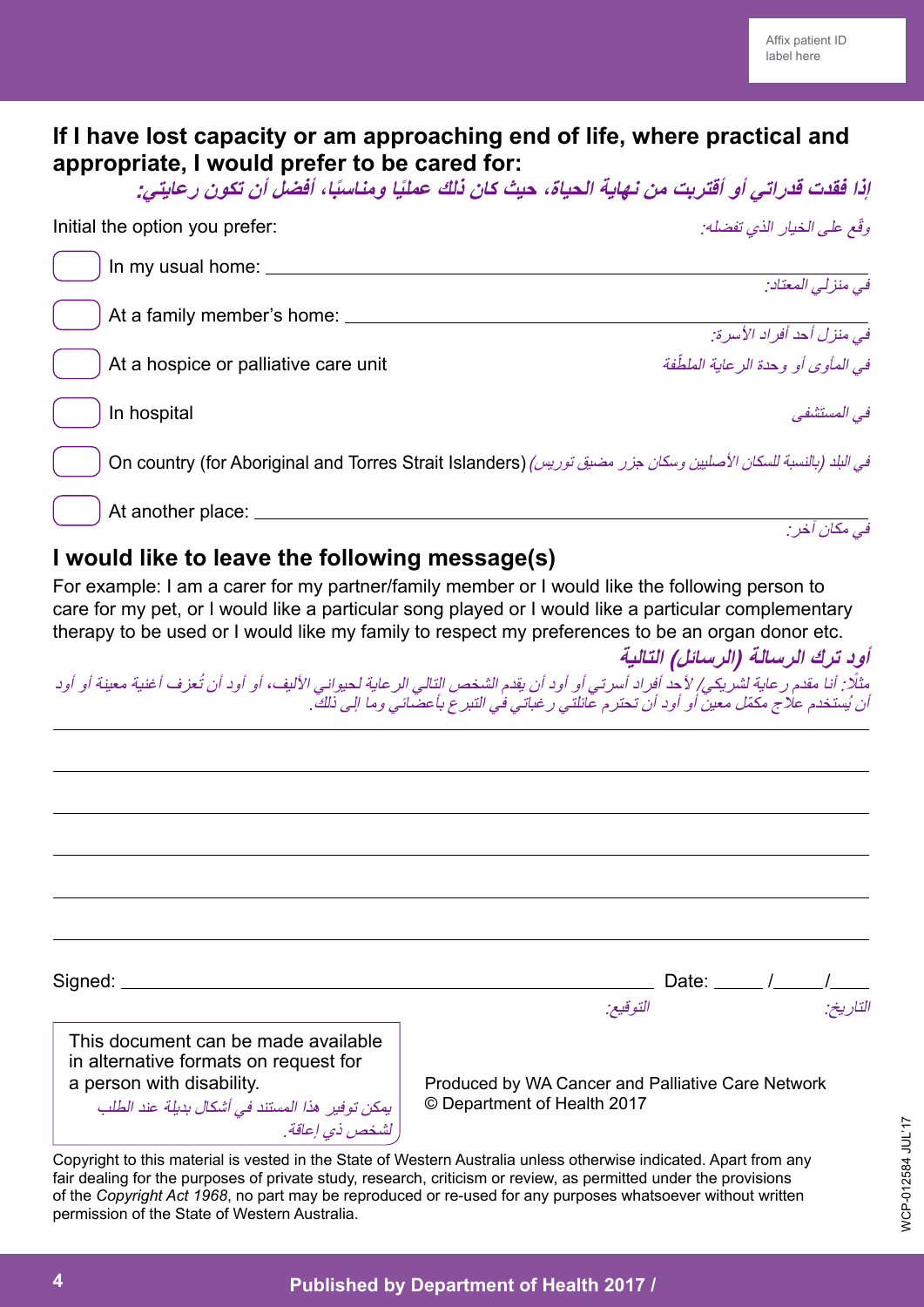Affix patient ID label here

## If I have lost capacity or am approaching end of life, where practical and appropriate, I would prefer to be cared for:

**إذا فقدت قدراتي أو اقتربت من نهاية الحياة، حيث كان ذلك عمليًا ومناسبًا، أفضل أن تكون رعايتي:**

Initial the option you prefer:

*وقّع على الخيار الذي تفضله:*

- [ ] In my usual home: ______________________________ *في منزلي المعتاد:*
- [ ] At a family member's home: ______________________________ *في منزل أحد أفراد الأسرة:*
- [ ] At a hospice or palliative care unit *في المأوى أو وحدة الرعاية الملطّفة*
- [ ] In hospital *في المستشفى*
- [ ] On country (for Aboriginal and Torres Strait Islanders) *في البلد (بالنسبة للسكان الأصليين وسكان جزر مضيق توريس)*
- [ ] At another place: ______________________________ *في مكان آخر:*

## I would like to leave the following message(s)

For example: I am a carer for my partner/family member or I would like the following person to care for my pet, or I would like a particular song played or I would like a particular complementary therapy to be used or I would like my family to respect my preferences to be an organ donor etc.

**أود ترك الرسالة (الرسائل) التالية**

*مثلًا: أنا مقدم رعاية لشريكي/ لأحد أفراد أسرتي أو أود أن يقدم الشخص التالي الرعاية لحيواني الأليف، أو أود أن تُعزف أغنية معينة أو أود أن يُستخدم علاج مكمّل معين أو أود أن تحترم عائلتي رغباتي في التبرع بأعضائي وما إلى ذلك.*

______________________________

______________________________

______________________________

______________________________

______________________________

______________________________

Signed: ______________________________ Date: _____ /_____/____

*التوقيع:* *التاريخ:*

This document can be made available in alternative formats on request for a person with disability.

*يمكن توفير هذا المستند في أشكال بديلة عند الطلب لشخص ذي إعاقة.*

Produced by WA Cancer and Palliative Care Network
© Department of Health 2017

Copyright to this material is vested in the State of Western Australia unless otherwise indicated. Apart from any fair dealing for the purposes of private study, research, criticism or review, as permitted under the provisions of the *Copyright Act 1968*, no part may be reproduced or re-used for any purposes whatsoever without written permission of the State of Western Australia.

WCP-012584 JUL'17

Published by Department of Health 2017 /